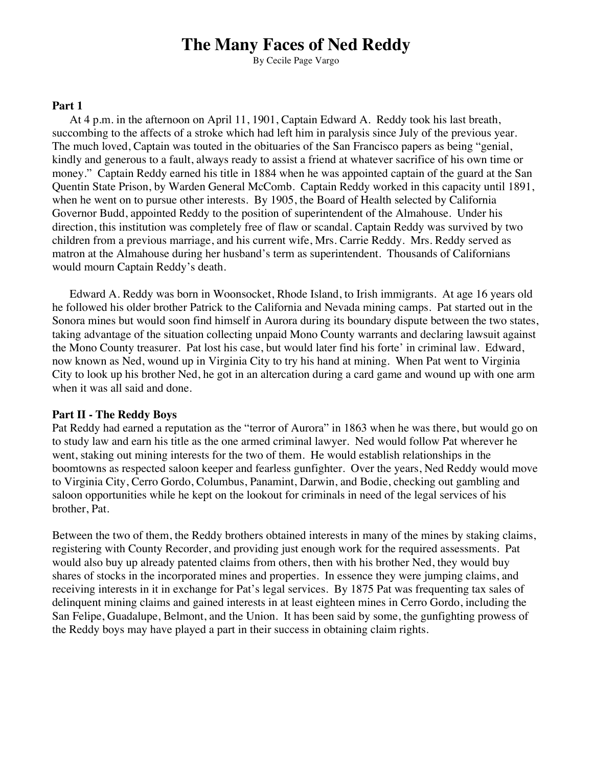# The Many Faces of Ned Reddy

By Cecile Page Vargo

**Part 1**

At 4 p.m. in the afternoon on April 11, 1901, Captain Edward A. Reddy took his last breath, succombing to the affects of a stroke which had left him in paralysis since July of the previous year. The much loved, Captain was touted in the obituaries of the San Francisco papers as being "genial, kindly and generous to a fault, always ready to assist a friend at whatever sacrifice of his own time or money." Captain Reddy earned his title in 1884 when he was appointed captain of the guard at the San Quentin State Prison, by Warden General McComb. Captain Reddy worked in this capacity until 1891, when he went on to pursue other interests. By 1905, the Board of Health selected by California Governor Budd, appointed Reddy to the position of superintendent of the Almahouse. Under his direction, this institution was completely free of flaw or scandal. Captain Reddy was survived by two children from a previous marriage, and his current wife, Mrs. Carrie Reddy. Mrs. Reddy served as matron at the Almahouse during her husband's term as superintendent. Thousands of Californians would mourn Captain Reddy's death.

Edward A. Reddy was born in Woonsocket, Rhode Island, to Irish immigrants. At age 16 years old he followed his older brother Patrick to the California and Nevada mining camps. Pat started out in the Sonora mines but would soon find himself in Aurora during its boundary dispute between the two states, taking advantage of the situation collecting unpaid Mono County warrants and declaring lawsuit against the Mono County treasurer. Pat lost his case, but would later find his forte' in criminal law. Edward, now known as Ned, wound up in Virginia City to try his hand at mining. When Pat went to Virginia City to look up his brother Ned, he got in an altercation during a card game and wound up with one arm when it was all said and done.

**Part II - The Reddy Boys**

Pat Reddy had earned a reputation as the "terror of Aurora" in 1863 when he was there, but would go on to study law and earn his title as the one armed criminal lawyer. Ned would follow Pat wherever he went, staking out mining interests for the two of them. He would establish relationships in the boomtowns as respected saloon keeper and fearless gunfighter. Over the years, Ned Reddy would move to Virginia City, Cerro Gordo, Columbus, Panamint, Darwin, and Bodie, checking out gambling and saloon opportunities while he kept on the lookout for criminals in need of the legal services of his brother, Pat.

Between the two of them, the Reddy brothers obtained interests in many of the mines by staking claims, registering with County Recorder, and providing just enough work for the required assessments. Pat would also buy up already patented claims from others, then with his brother Ned, they would buy shares of stocks in the incorporated mines and properties. In essence they were jumping claims, and receiving interests in it in exchange for Pat's legal services. By 1875 Pat was frequenting tax sales of delinquent mining claims and gained interests in at least eighteen mines in Cerro Gordo, including the San Felipe, Guadalupe, Belmont, and the Union. It has been said by some, the gunfighting prowess of the Reddy boys may have played a part in their success in obtaining claim rights.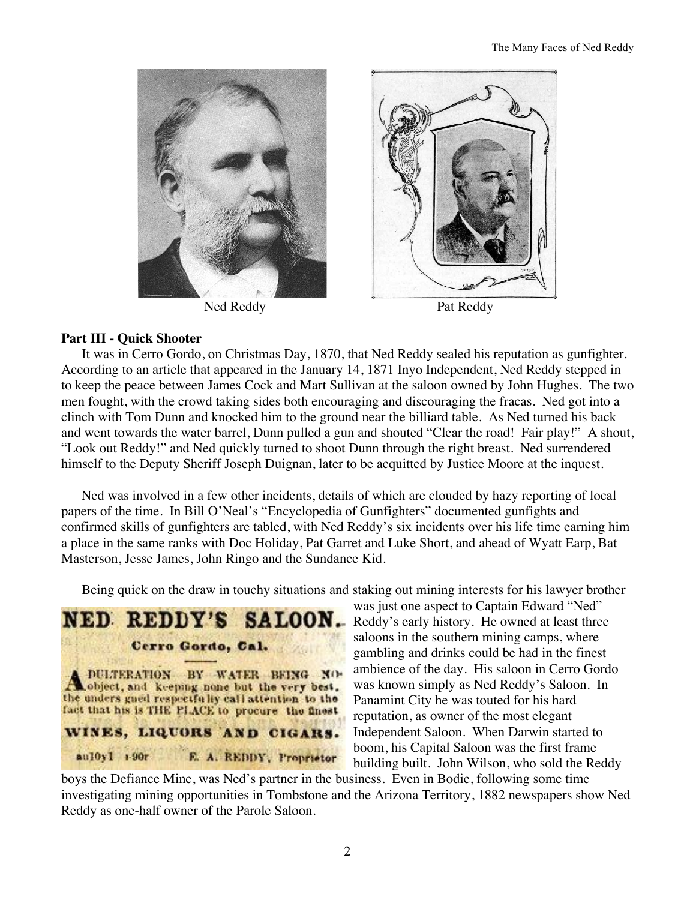Ned Reddy

Pat Reddy

**Part III - Quick Shooter**

It was in Cerro Gordo, on Christmas Day, 1870, that Ned Reddy sealed his reputation as gunfighter. According to an article that appeared in the January 14, 1871 Inyo Independent, Ned Reddy stepped in to keep the peace between James Cock and Mart Sullivan at the saloon owned by John Hughes. The two men fought, with the crowd taking sides both encouraging and discouraging the fracas. Ned got into a clinch with Tom Dunn and knocked him to the ground near the billiard table. As Ned turned his back and went towards the water barrel, Dunn pulled a gun and shouted "Clear the road! Fair play!" A shout, "Look out Reddy!" and Ned quickly turned to shoot Dunn through the right breast. Ned surrendered himself to the Deputy Sheriff Joseph Duignan, later to be acquitted by Justice Moore at the inquest.

Ned was involved in a few other incidents, details of which are clouded by hazy reporting of local papers of the time. In Bill O'Neal's "Encyclopedia of Gunfighters" documented gunfights and confirmed skills of gunfighters are tabled, with Ned Reddy's six incidents over his life time earning him a place in the same ranks with Doc Holiday, Pat Garret and Luke Short, and ahead of Wyatt Earp, Bat Masterson, Jesse James, John Ringo and the Sundance Kid.

**NED REDDY'S SALOON.**

**Cerro Gordo, Cal.**

ADULTERATION BY WATER BEING NO object, and keeping none but the very best, the undersigned respectfully call attention to the fact that his is THE PLACE to procure the finest

**WINES, LIQUORS AND CIGARS.**

au10y1 1-90r E. A. REDDY, Proprietor

Being quick on the draw in touchy situations and staking out mining interests for his lawyer brother was just one aspect to Captain Edward "Ned" Reddy's early history. He owned at least three saloons in the southern mining camps, where gambling and drinks could be had in the finest ambience of the day. His saloon in Cerro Gordo was known simply as Ned Reddy's Saloon. In Panamint City he was touted for his hard reputation, as owner of the most elegant Independent Saloon. When Darwin started to boom, his Capital Saloon was the first frame building built. John Wilson, who sold the Reddy boys the Defiance Mine, was Ned's partner in the business. Even in Bodie, following some time investigating mining opportunities in Tombstone and the Arizona Territory, 1882 newspapers show Ned Reddy as one-half owner of the Parole Saloon.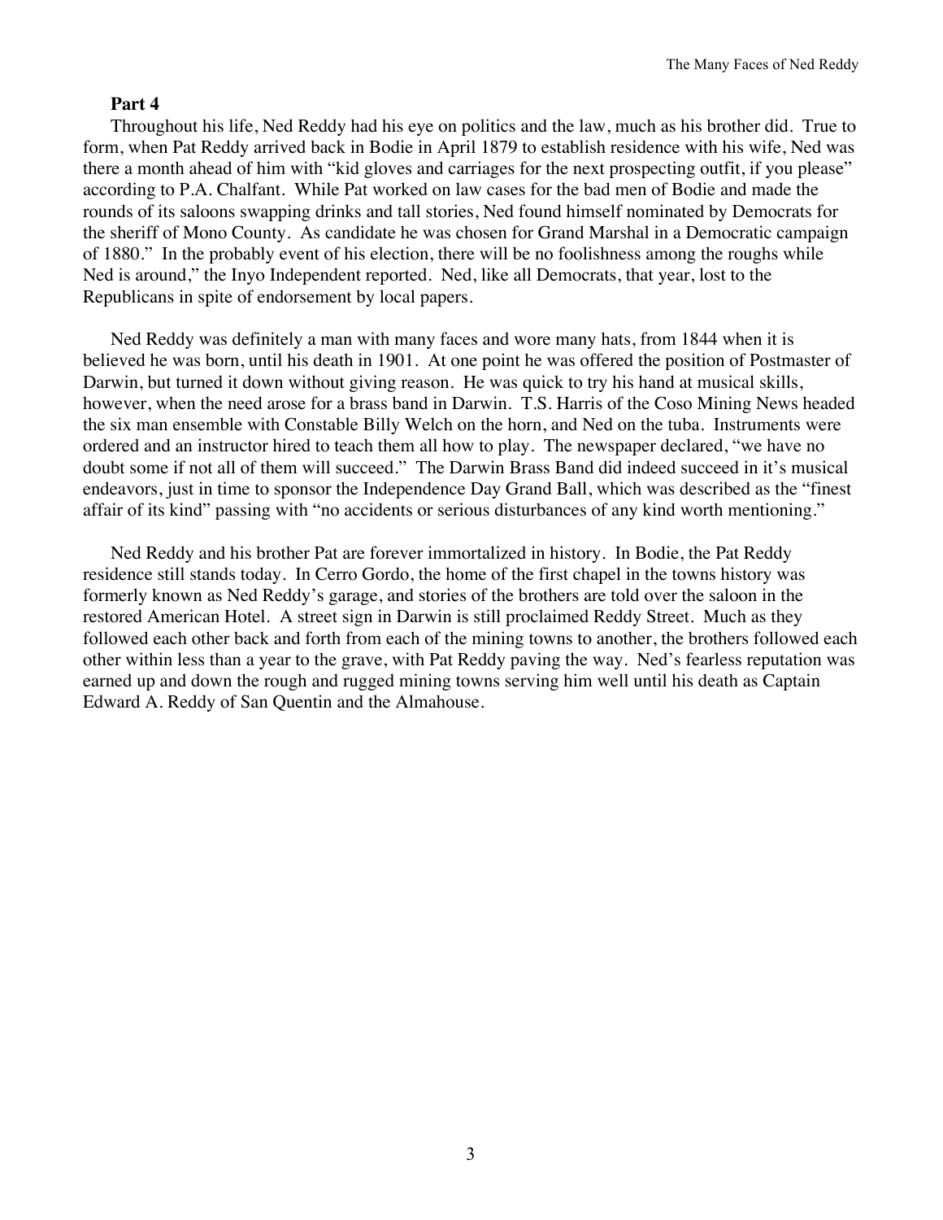**Part 4**

Throughout his life, Ned Reddy had his eye on politics and the law, much as his brother did. True to form, when Pat Reddy arrived back in Bodie in April 1879 to establish residence with his wife, Ned was there a month ahead of him with "kid gloves and carriages for the next prospecting outfit, if you please" according to P.A. Chalfant. While Pat worked on law cases for the bad men of Bodie and made the rounds of its saloons swapping drinks and tall stories, Ned found himself nominated by Democrats for the sheriff of Mono County. As candidate he was chosen for Grand Marshal in a Democratic campaign of 1880." In the probably event of his election, there will be no foolishness among the roughs while Ned is around," the Inyo Independent reported. Ned, like all Democrats, that year, lost to the Republicans in spite of endorsement by local papers.

Ned Reddy was definitely a man with many faces and wore many hats, from 1844 when it is believed he was born, until his death in 1901. At one point he was offered the position of Postmaster of Darwin, but turned it down without giving reason. He was quick to try his hand at musical skills, however, when the need arose for a brass band in Darwin. T.S. Harris of the Coso Mining News headed the six man ensemble with Constable Billy Welch on the horn, and Ned on the tuba. Instruments were ordered and an instructor hired to teach them all how to play. The newspaper declared, "we have no doubt some if not all of them will succeed." The Darwin Brass Band did indeed succeed in it's musical endeavors, just in time to sponsor the Independence Day Grand Ball, which was described as the "finest affair of its kind" passing with "no accidents or serious disturbances of any kind worth mentioning."

Ned Reddy and his brother Pat are forever immortalized in history. In Bodie, the Pat Reddy residence still stands today. In Cerro Gordo, the home of the first chapel in the towns history was formerly known as Ned Reddy's garage, and stories of the brothers are told over the saloon in the restored American Hotel. A street sign in Darwin is still proclaimed Reddy Street. Much as they followed each other back and forth from each of the mining towns to another, the brothers followed each other within less than a year to the grave, with Pat Reddy paving the way. Ned's fearless reputation was earned up and down the rough and rugged mining towns serving him well until his death as Captain Edward A. Reddy of San Quentin and the Almahouse.